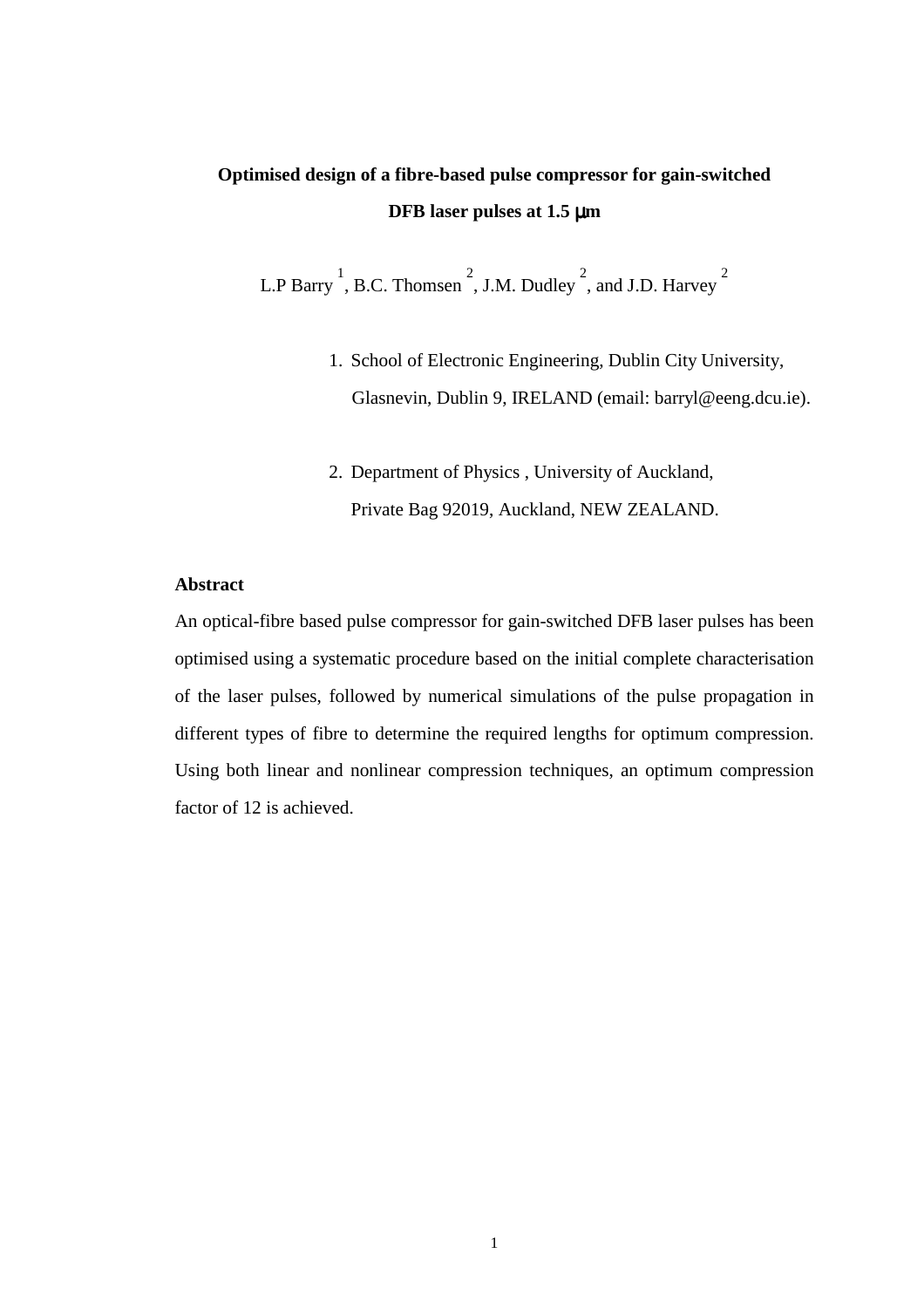# Optimised design of a fibre-based pulse compressor for gain-switched DFB laser pulses at 1.5 μm

L.P Barry [1], B.C. Thomsen [2], J.M. Dudley [2], and J.D. Harvey [2]

1. School of Electronic Engineering, Dublin City University, Glasnevin, Dublin 9, IRELAND (email: barryl@eeng.dcu.ie).

2. Department of Physics , University of Auckland, Private Bag 92019, Auckland, NEW ZEALAND.

## Abstract

An optical-fibre based pulse compressor for gain-switched DFB laser pulses has been optimised using a systematic procedure based on the initial complete characterisation of the laser pulses, followed by numerical simulations of the pulse propagation in different types of fibre to determine the required lengths for optimum compression. Using both linear and nonlinear compression techniques, an optimum compression factor of 12 is achieved.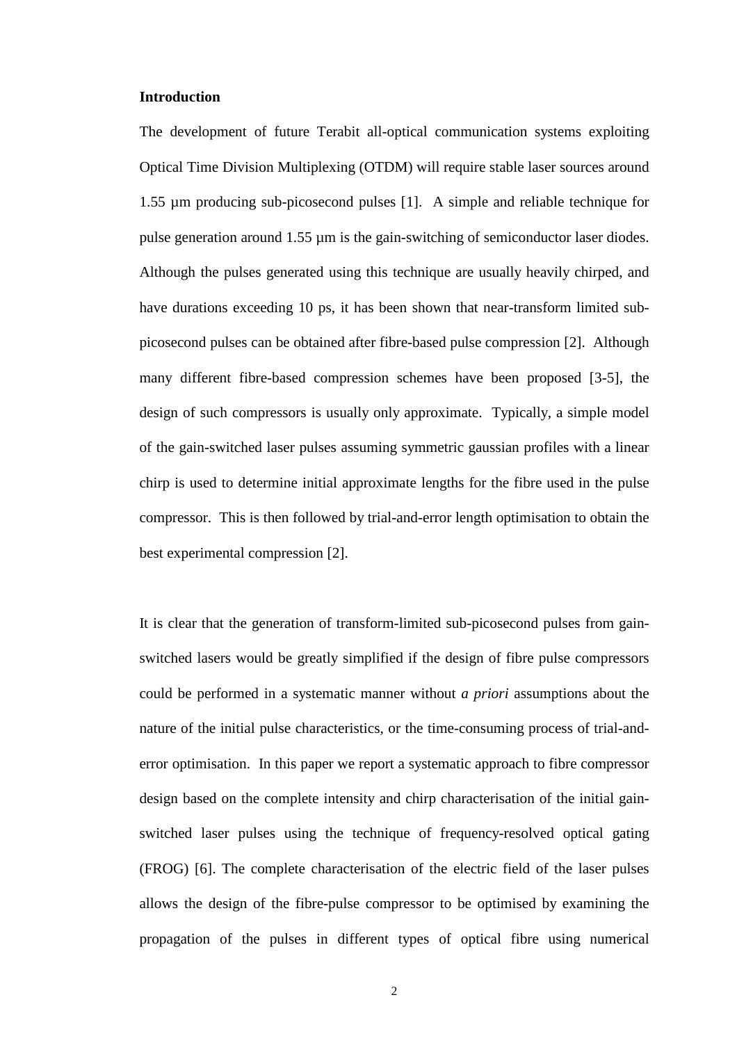**Introduction**

The development of future Terabit all-optical communication systems exploiting Optical Time Division Multiplexing (OTDM) will require stable laser sources around 1.55 µm producing sub-picosecond pulses [1]. A simple and reliable technique for pulse generation around 1.55 µm is the gain-switching of semiconductor laser diodes. Although the pulses generated using this technique are usually heavily chirped, and have durations exceeding 10 ps, it has been shown that near-transform limited sub-picosecond pulses can be obtained after fibre-based pulse compression [2]. Although many different fibre-based compression schemes have been proposed [3-5], the design of such compressors is usually only approximate. Typically, a simple model of the gain-switched laser pulses assuming symmetric gaussian profiles with a linear chirp is used to determine initial approximate lengths for the fibre used in the pulse compressor. This is then followed by trial-and-error length optimisation to obtain the best experimental compression [2].

It is clear that the generation of transform-limited sub-picosecond pulses from gain-switched lasers would be greatly simplified if the design of fibre pulse compressors could be performed in a systematic manner without *a priori* assumptions about the nature of the initial pulse characteristics, or the time-consuming process of trial-and-error optimisation. In this paper we report a systematic approach to fibre compressor design based on the complete intensity and chirp characterisation of the initial gain-switched laser pulses using the technique of frequency-resolved optical gating (FROG) [6]. The complete characterisation of the electric field of the laser pulses allows the design of the fibre-pulse compressor to be optimised by examining the propagation of the pulses in different types of optical fibre using numerical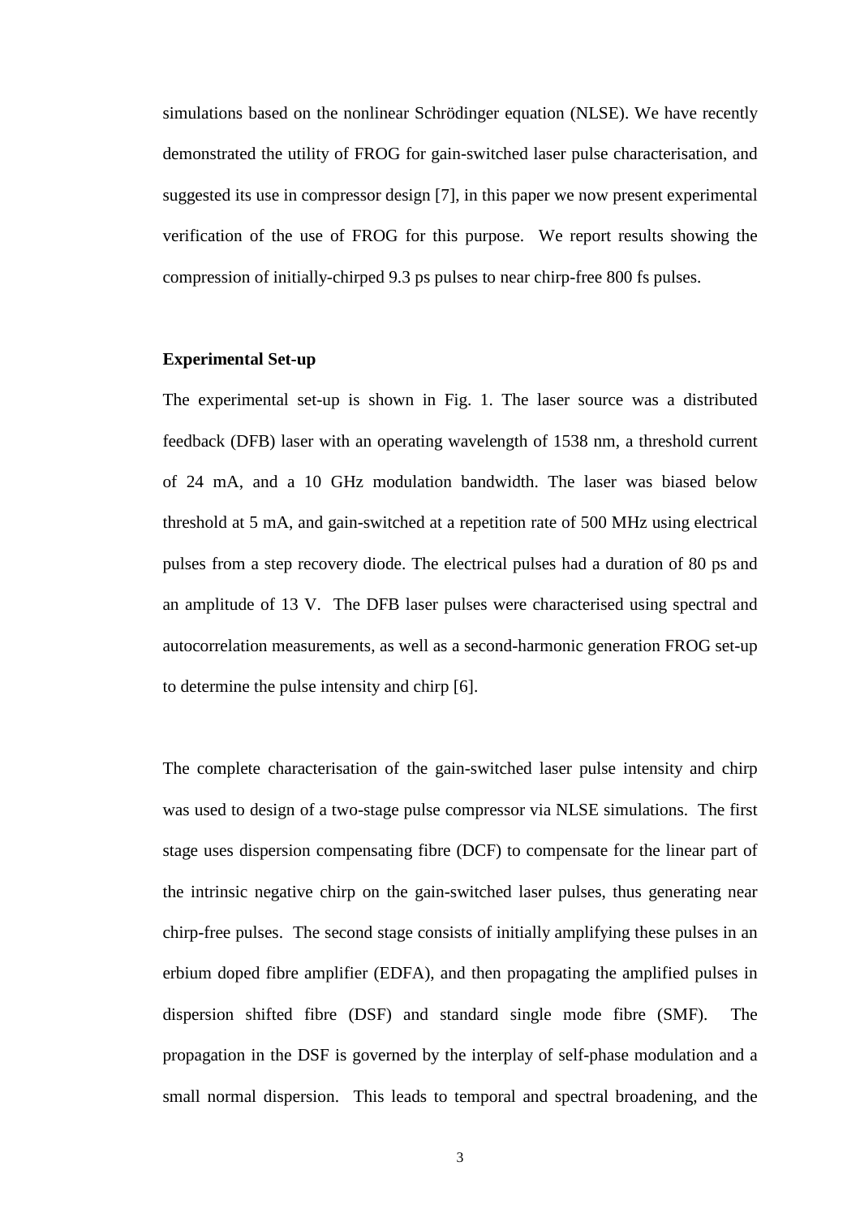simulations based on the nonlinear Schrödinger equation (NLSE). We have recently demonstrated the utility of FROG for gain-switched laser pulse characterisation, and suggested its use in compressor design [7], in this paper we now present experimental verification of the use of FROG for this purpose. We report results showing the compression of initially-chirped 9.3 ps pulses to near chirp-free 800 fs pulses.

**Experimental Set-up**

The experimental set-up is shown in Fig. 1. The laser source was a distributed feedback (DFB) laser with an operating wavelength of 1538 nm, a threshold current of 24 mA, and a 10 GHz modulation bandwidth. The laser was biased below threshold at 5 mA, and gain-switched at a repetition rate of 500 MHz using electrical pulses from a step recovery diode. The electrical pulses had a duration of 80 ps and an amplitude of 13 V. The DFB laser pulses were characterised using spectral and autocorrelation measurements, as well as a second-harmonic generation FROG set-up to determine the pulse intensity and chirp [6].

The complete characterisation of the gain-switched laser pulse intensity and chirp was used to design of a two-stage pulse compressor via NLSE simulations. The first stage uses dispersion compensating fibre (DCF) to compensate for the linear part of the intrinsic negative chirp on the gain-switched laser pulses, thus generating near chirp-free pulses. The second stage consists of initially amplifying these pulses in an erbium doped fibre amplifier (EDFA), and then propagating the amplified pulses in dispersion shifted fibre (DSF) and standard single mode fibre (SMF). The propagation in the DSF is governed by the interplay of self-phase modulation and a small normal dispersion. This leads to temporal and spectral broadening, and the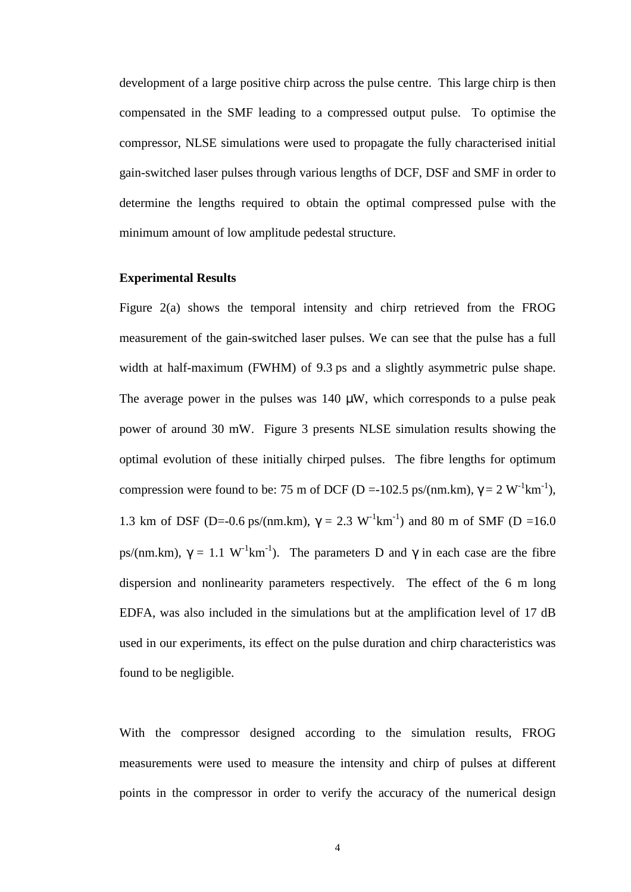development of a large positive chirp across the pulse centre. This large chirp is then compensated in the SMF leading to a compressed output pulse. To optimise the compressor, NLSE simulations were used to propagate the fully characterised initial gain-switched laser pulses through various lengths of DCF, DSF and SMF in order to determine the lengths required to obtain the optimal compressed pulse with the minimum amount of low amplitude pedestal structure.

**Experimental Results**

Figure 2(a) shows the temporal intensity and chirp retrieved from the FROG measurement of the gain-switched laser pulses. We can see that the pulse has a full width at half-maximum (FWHM) of 9.3 ps and a slightly asymmetric pulse shape. The average power in the pulses was 140 μW, which corresponds to a pulse peak power of around 30 mW. Figure 3 presents NLSE simulation results showing the optimal evolution of these initially chirped pulses. The fibre lengths for optimum compression were found to be: 75 m of DCF (D =-102.5 ps/(nm.km), $\gamma = 2\ W^{-1}km^{-1}$), 1.3 km of DSF (D=-0.6 ps/(nm.km), $\gamma = 2.3\ W^{-1}km^{-1}$) and 80 m of SMF (D =16.0 ps/(nm.km), $\gamma = 1.1\ W^{-1}km^{-1}$). The parameters D and $\gamma$ in each case are the fibre dispersion and nonlinearity parameters respectively. The effect of the 6 m long EDFA, was also included in the simulations but at the amplification level of 17 dB used in our experiments, its effect on the pulse duration and chirp characteristics was found to be negligible.

With the compressor designed according to the simulation results, FROG measurements were used to measure the intensity and chirp of pulses at different points in the compressor in order to verify the accuracy of the numerical design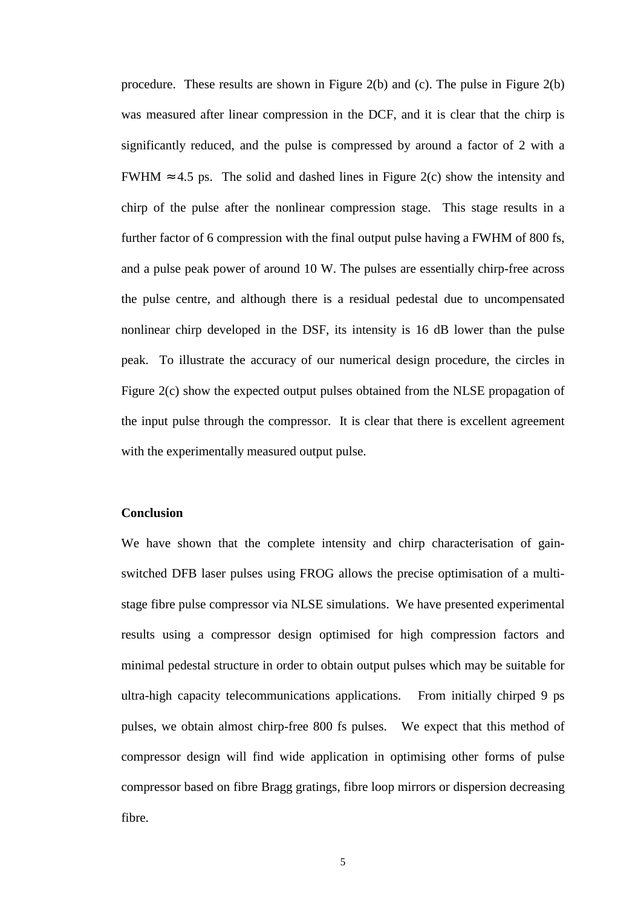procedure. These results are shown in Figure 2(b) and (c). The pulse in Figure 2(b) was measured after linear compression in the DCF, and it is clear that the chirp is significantly reduced, and the pulse is compressed by around a factor of 2 with a FWHM $\approx$4.5 ps. The solid and dashed lines in Figure 2(c) show the intensity and chirp of the pulse after the nonlinear compression stage. This stage results in a further factor of 6 compression with the final output pulse having a FWHM of 800 fs, and a pulse peak power of around 10 W. The pulses are essentially chirp-free across the pulse centre, and although there is a residual pedestal due to uncompensated nonlinear chirp developed in the DSF, its intensity is 16 dB lower than the pulse peak. To illustrate the accuracy of our numerical design procedure, the circles in Figure 2(c) show the expected output pulses obtained from the NLSE propagation of the input pulse through the compressor. It is clear that there is excellent agreement with the experimentally measured output pulse.

**Conclusion**

We have shown that the complete intensity and chirp characterisation of gain-switched DFB laser pulses using FROG allows the precise optimisation of a multi-stage fibre pulse compressor via NLSE simulations. We have presented experimental results using a compressor design optimised for high compression factors and minimal pedestal structure in order to obtain output pulses which may be suitable for ultra-high capacity telecommunications applications. From initially chirped 9 ps pulses, we obtain almost chirp-free 800 fs pulses. We expect that this method of compressor design will find wide application in optimising other forms of pulse compressor based on fibre Bragg gratings, fibre loop mirrors or dispersion decreasing fibre.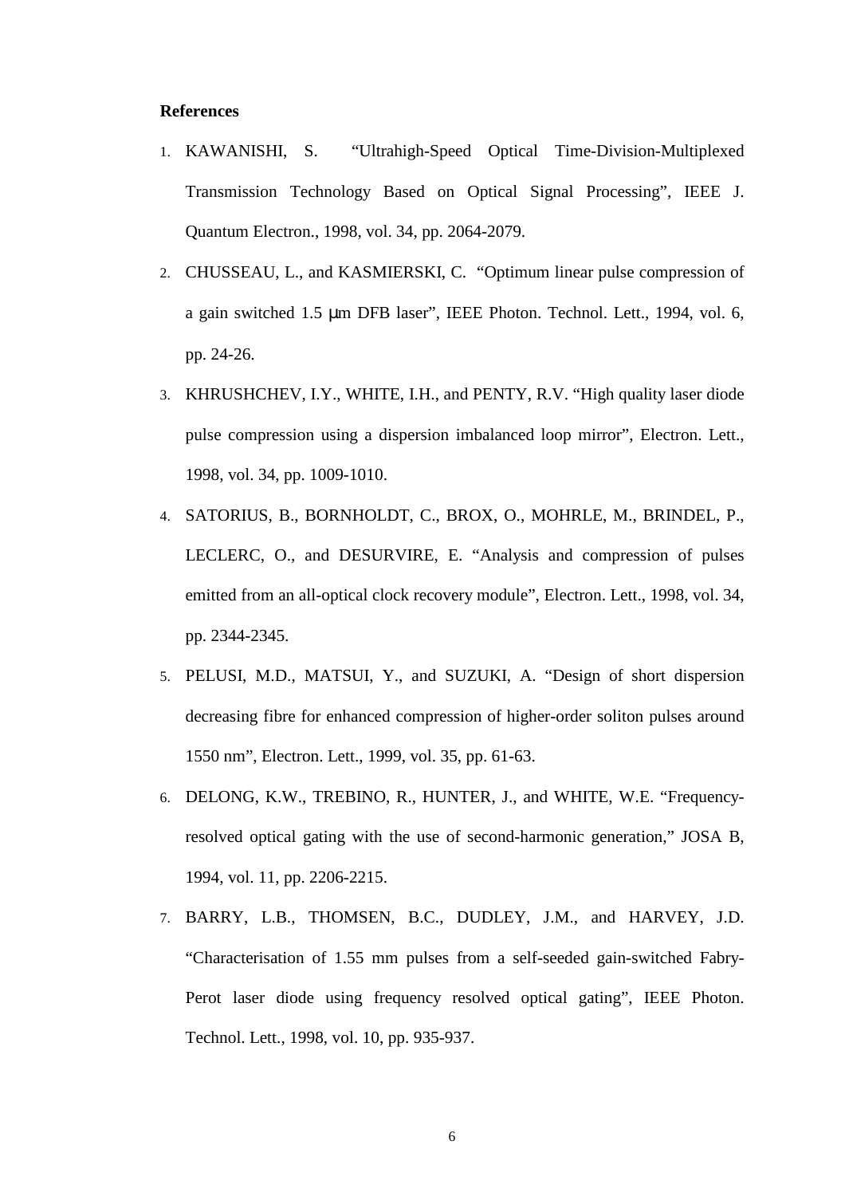**References**

1. KAWANISHI, S. "Ultrahigh-Speed Optical Time-Division-Multiplexed Transmission Technology Based on Optical Signal Processing", IEEE J. Quantum Electron., 1998, vol. 34, pp. 2064-2079.
2. CHUSSEAU, L., and KASMIERSKI, C. "Optimum linear pulse compression of a gain switched 1.5 μm DFB laser", IEEE Photon. Technol. Lett., 1994, vol. 6, pp. 24-26.
3. KHRUSHCHEV, I.Y., WHITE, I.H., and PENTY, R.V. "High quality laser diode pulse compression using a dispersion imbalanced loop mirror", Electron. Lett., 1998, vol. 34, pp. 1009-1010.
4. SATORIUS, B., BORNHOLDT, C., BROX, O., MOHRLE, M., BRINDEL, P., LECLERC, O., and DESURVIRE, E. "Analysis and compression of pulses emitted from an all-optical clock recovery module", Electron. Lett., 1998, vol. 34, pp. 2344-2345.
5. PELUSI, M.D., MATSUI, Y., and SUZUKI, A. "Design of short dispersion decreasing fibre for enhanced compression of higher-order soliton pulses around 1550 nm", Electron. Lett., 1999, vol. 35, pp. 61-63.
6. DELONG, K.W., TREBINO, R., HUNTER, J., and WHITE, W.E. "Frequency-resolved optical gating with the use of second-harmonic generation," JOSA B, 1994, vol. 11, pp. 2206-2215.
7. BARRY, L.B., THOMSEN, B.C., DUDLEY, J.M., and HARVEY, J.D. "Characterisation of 1.55 mm pulses from a self-seeded gain-switched Fabry-Perot laser diode using frequency resolved optical gating", IEEE Photon. Technol. Lett., 1998, vol. 10, pp. 935-937.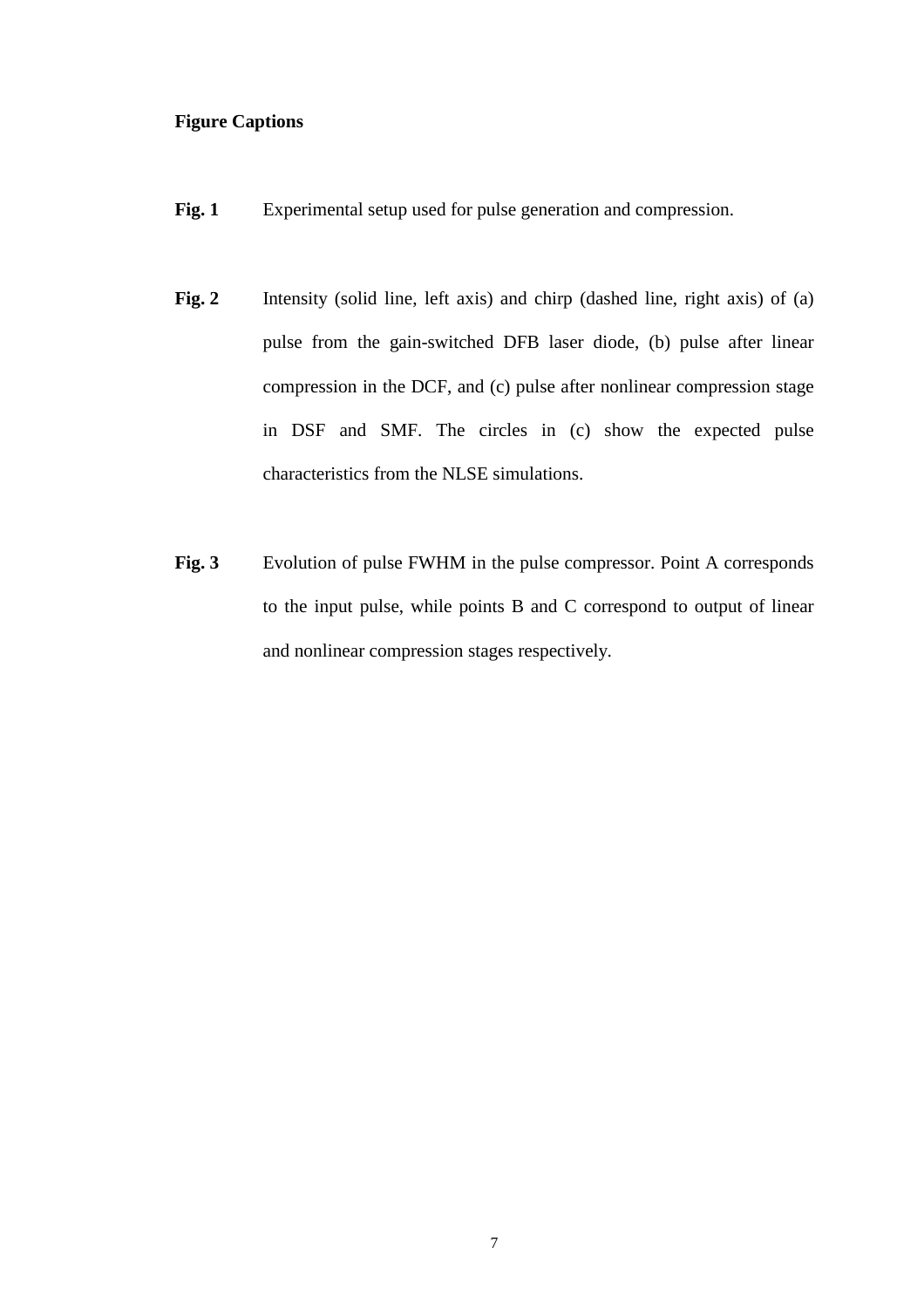## Figure Captions

**Fig. 1** Experimental setup used for pulse generation and compression.

**Fig. 2** Intensity (solid line, left axis) and chirp (dashed line, right axis) of (a) pulse from the gain-switched DFB laser diode, (b) pulse after linear compression in the DCF, and (c) pulse after nonlinear compression stage in DSF and SMF. The circles in (c) show the expected pulse characteristics from the NLSE simulations.

**Fig. 3** Evolution of pulse FWHM in the pulse compressor. Point A corresponds to the input pulse, while points B and C correspond to output of linear and nonlinear compression stages respectively.